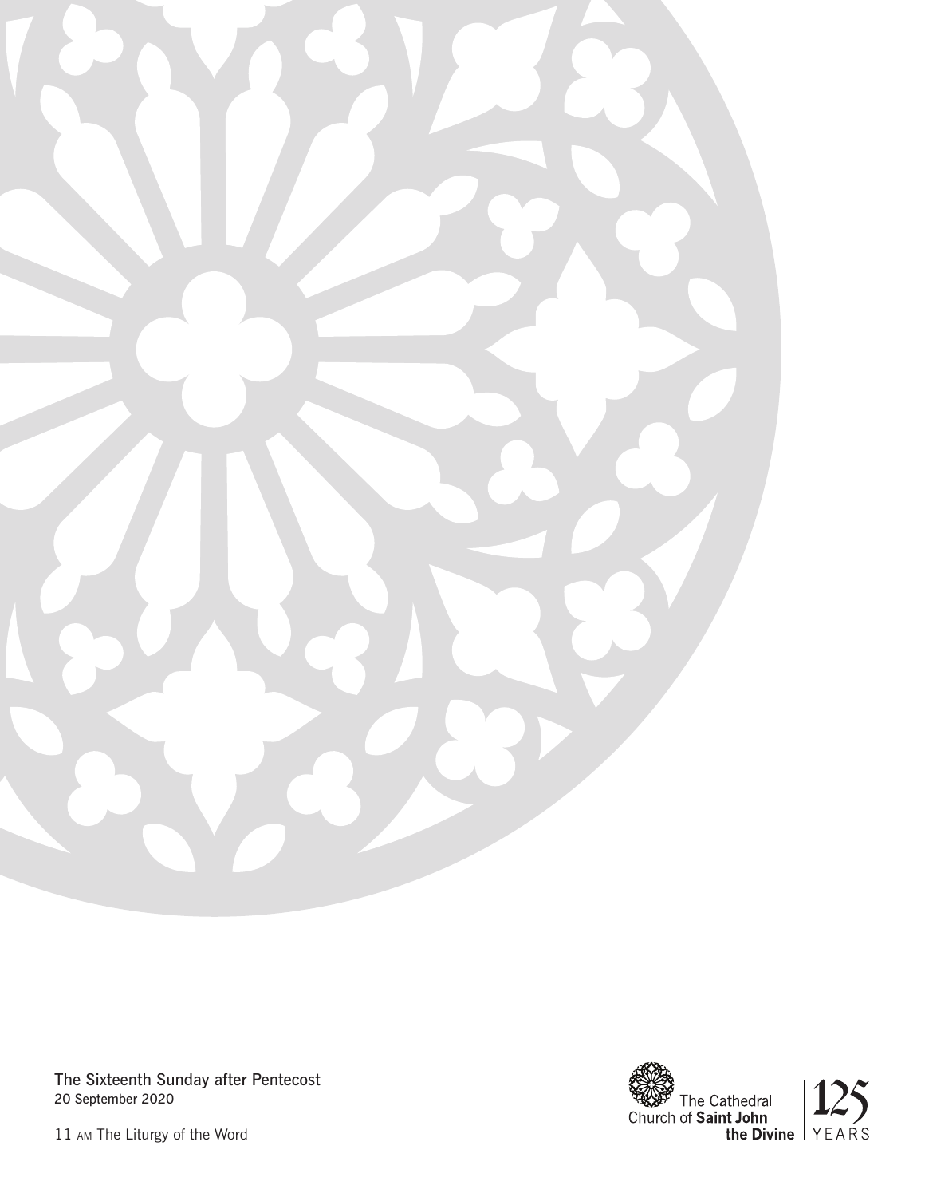The Sixteenth Sunday after Pentecost
20 September 2020

11 AM The Liturgy of the Word

The Cathedral Church of **Saint John the Divine** | 125 YEARS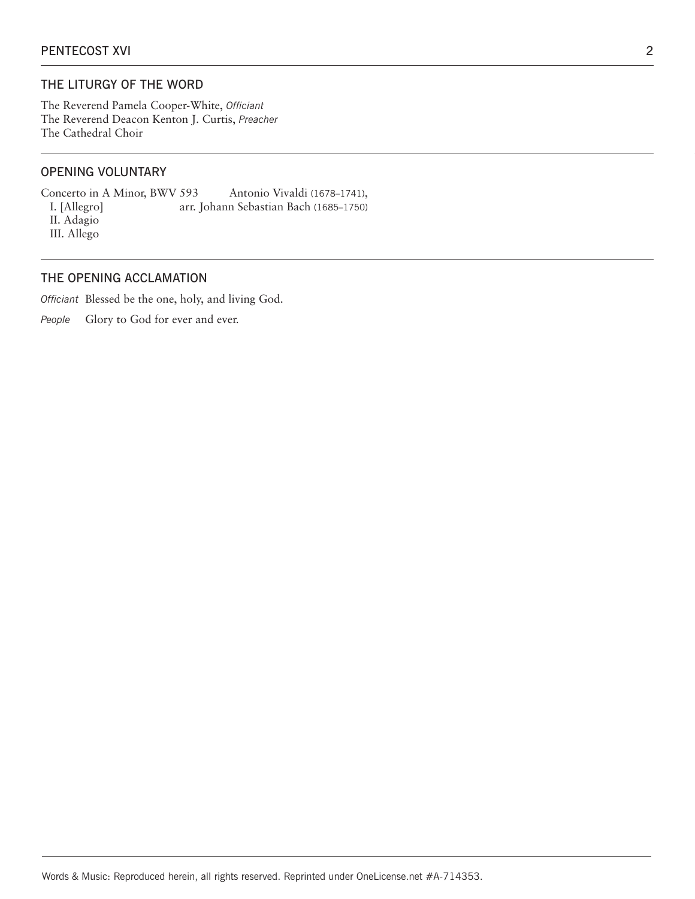## THE LITURGY OF THE WORD

The Reverend Pamela Cooper-White, *Officiant*
The Reverend Deacon Kenton J. Curtis, *Preacher*
The Cathedral Choir

## OPENING VOLUNTARY

Concerto in A Minor, BWV 593 — Antonio Vivaldi (1678–1741), arr. Johann Sebastian Bach (1685–1750)

- I. [Allegro]
- II. Adagio
- III. Allego

## THE OPENING ACCLAMATION

*Officiant* Blessed be the one, holy, and living God.

*People* Glory to God for ever and ever.

Words & Music: Reproduced herein, all rights reserved. Reprinted under OneLicense.net #A-714353.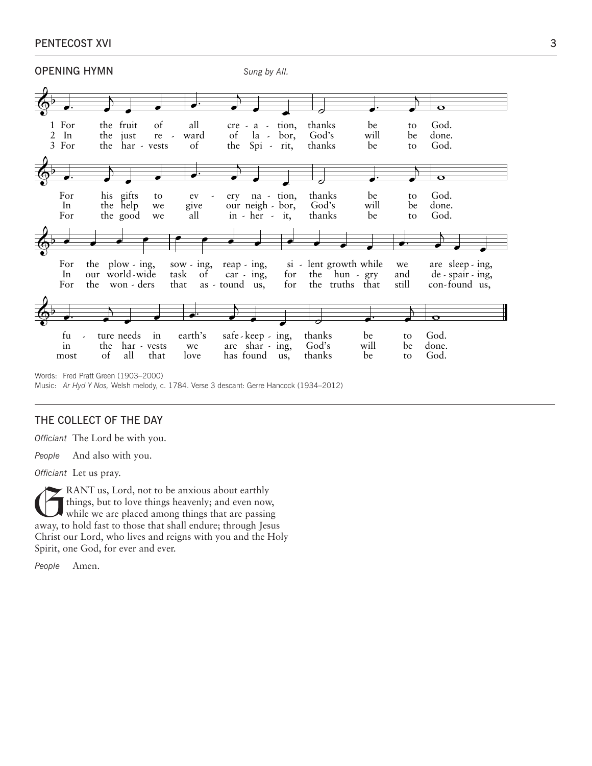## OPENING HYMN

*Sung by All.*

1 For the fruit of all creation, thanks be to God.
For his gifts to every nation, thanks be to God.
For the plowing, sowing, reaping, silent growth while we are sleeping,
future needs in earth's safekeeping, thanks be to God.

2 In the just reward of labor, God's will be done.
In the help we give our neighbor, God's will be done.
In our world-wide task of caring, for the hungry and despairing,
in the harvests we are sharing, God's will be done.

3 For the harvests of the Spirit, thanks be to God.
For the good we all inherit, thanks be to God.
For the wonders that astound us, for the truths that still confound us,
most of all that love has found us, thanks be to God.

Words: Fred Pratt Green (1903–2000)
Music: *Ar Hyd Y Nos,* Welsh melody, c. 1784. Verse 3 descant: Gerre Hancock (1934–2012)

## THE COLLECT OF THE DAY

*Officiant* The Lord be with you.

*People* And also with you.

*Officiant* Let us pray.

GRANT us, Lord, not to be anxious about earthly things, but to love things heavenly; and even now, while we are placed among things that are passing away, to hold fast to those that shall endure; through Jesus Christ our Lord, who lives and reigns with you and the Holy Spirit, one God, for ever and ever.

*People* Amen.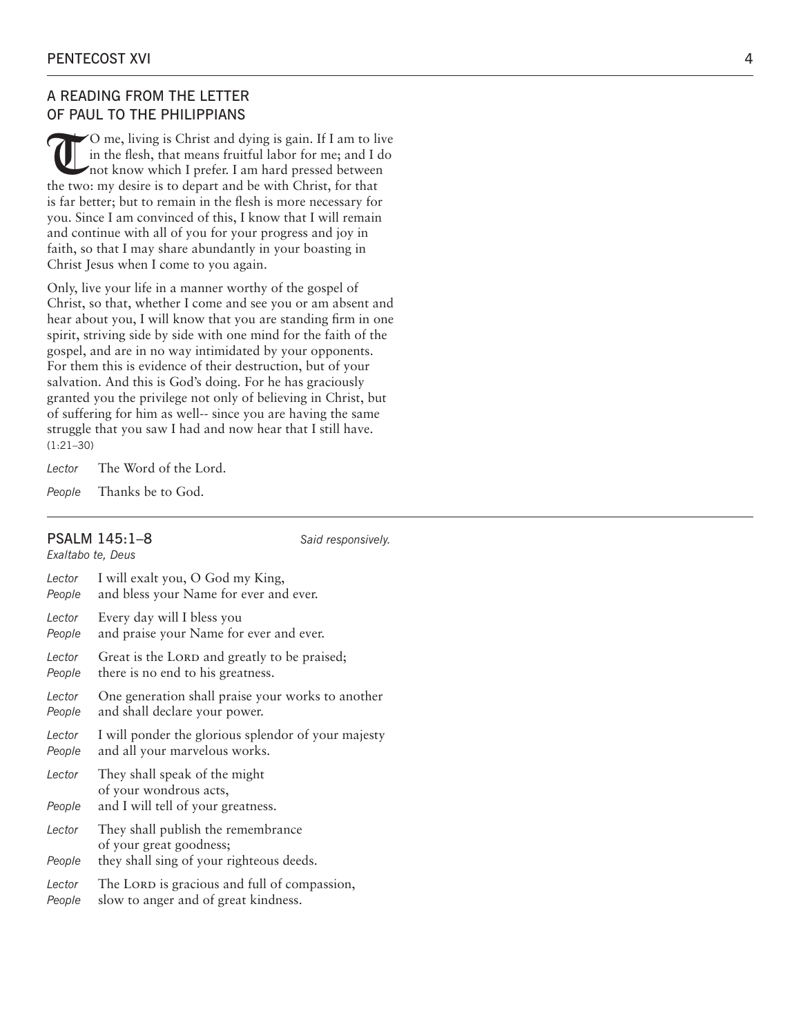## A READING FROM THE LETTER OF PAUL TO THE PHILIPPIANS

TO me, living is Christ and dying is gain. If I am to live in the flesh, that means fruitful labor for me; and I do not know which I prefer. I am hard pressed between the two: my desire is to depart and be with Christ, for that is far better; but to remain in the flesh is more necessary for you. Since I am convinced of this, I know that I will remain and continue with all of you for your progress and joy in faith, so that I may share abundantly in your boasting in Christ Jesus when I come to you again.

Only, live your life in a manner worthy of the gospel of Christ, so that, whether I come and see you or am absent and hear about you, I will know that you are standing firm in one spirit, striving side by side with one mind for the faith of the gospel, and are in no way intimidated by your opponents. For them this is evidence of their destruction, but of your salvation. And this is God's doing. For he has graciously granted you the privilege not only of believing in Christ, but of suffering for him as well-- since you are having the same struggle that you saw I had and now hear that I still have. (1:21–30)

*Lector* The Word of the Lord.

*People* Thanks be to God.

## PSALM 145:1–8

*Said responsively.*

*Exaltabo te, Deus*

*Lector* I will exalt you, O God my King,
*People* and bless your Name for ever and ever.

*Lector* Every day will I bless you
*People* and praise your Name for ever and ever.

*Lector* Great is the LORD and greatly to be praised;
*People* there is no end to his greatness.

*Lector* One generation shall praise your works to another
*People* and shall declare your power.

*Lector* I will ponder the glorious splendor of your majesty
*People* and all your marvelous works.

*Lector* They shall speak of the might of your wondrous acts,
*People* and I will tell of your greatness.

*Lector* They shall publish the remembrance of your great goodness;
*People* they shall sing of your righteous deeds.

*Lector* The LORD is gracious and full of compassion,
*People* slow to anger and of great kindness.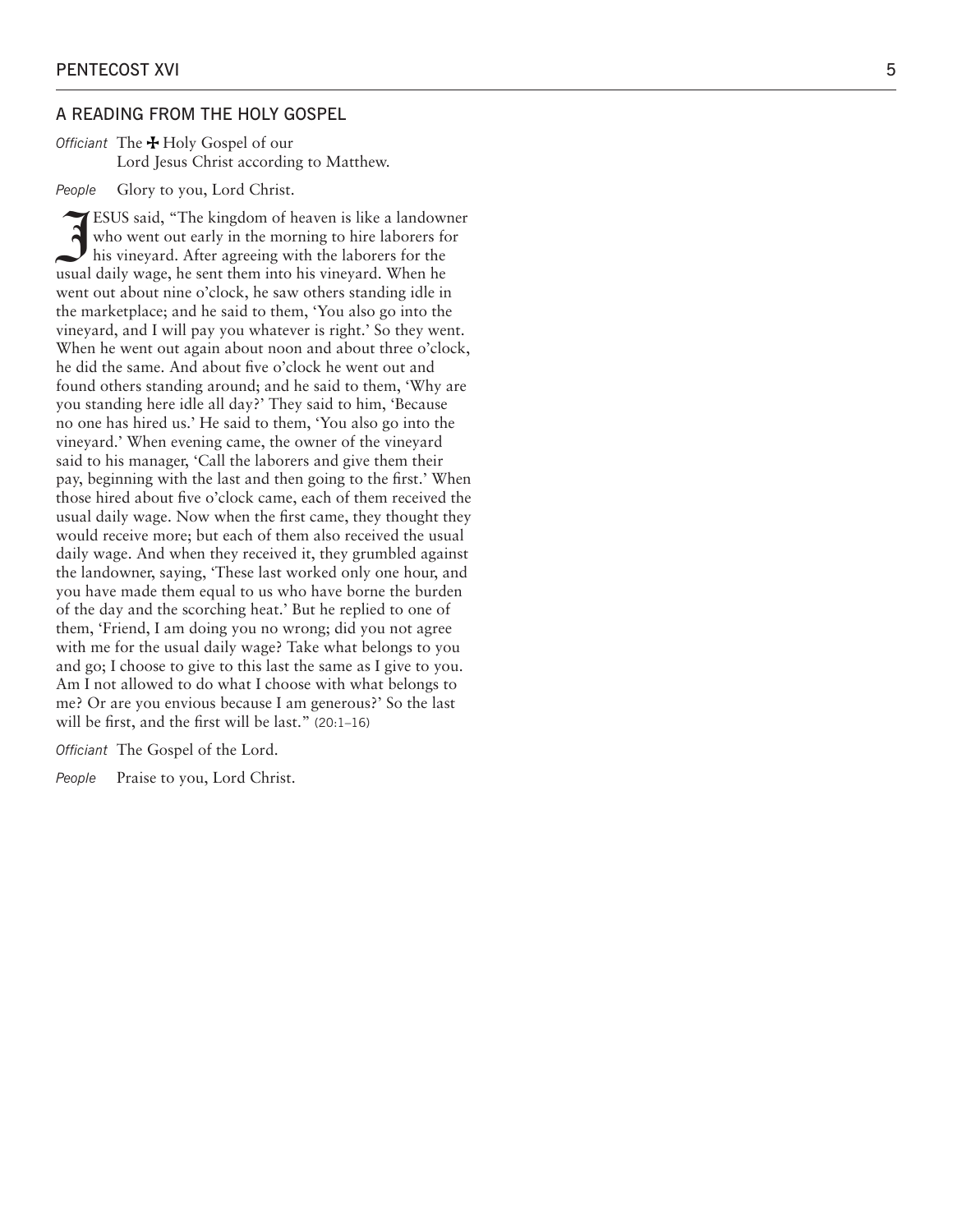## A READING FROM THE HOLY GOSPEL

*Officiant* The ✠ Holy Gospel of our Lord Jesus Christ according to Matthew.

*People* Glory to you, Lord Christ.

JESUS said, "The kingdom of heaven is like a landowner who went out early in the morning to hire laborers for his vineyard. After agreeing with the laborers for the usual daily wage, he sent them into his vineyard. When he went out about nine o'clock, he saw others standing idle in the marketplace; and he said to them, 'You also go into the vineyard, and I will pay you whatever is right.' So they went. When he went out again about noon and about three o'clock, he did the same. And about five o'clock he went out and found others standing around; and he said to them, 'Why are you standing here idle all day?' They said to him, 'Because no one has hired us.' He said to them, 'You also go into the vineyard.' When evening came, the owner of the vineyard said to his manager, 'Call the laborers and give them their pay, beginning with the last and then going to the first.' When those hired about five o'clock came, each of them received the usual daily wage. Now when the first came, they thought they would receive more; but each of them also received the usual daily wage. And when they received it, they grumbled against the landowner, saying, 'These last worked only one hour, and you have made them equal to us who have borne the burden of the day and the scorching heat.' But he replied to one of them, 'Friend, I am doing you no wrong; did you not agree with me for the usual daily wage? Take what belongs to you and go; I choose to give to this last the same as I give to you. Am I not allowed to do what I choose with what belongs to me? Or are you envious because I am generous?' So the last will be first, and the first will be last." (20:1–16)

*Officiant* The Gospel of the Lord.

*People* Praise to you, Lord Christ.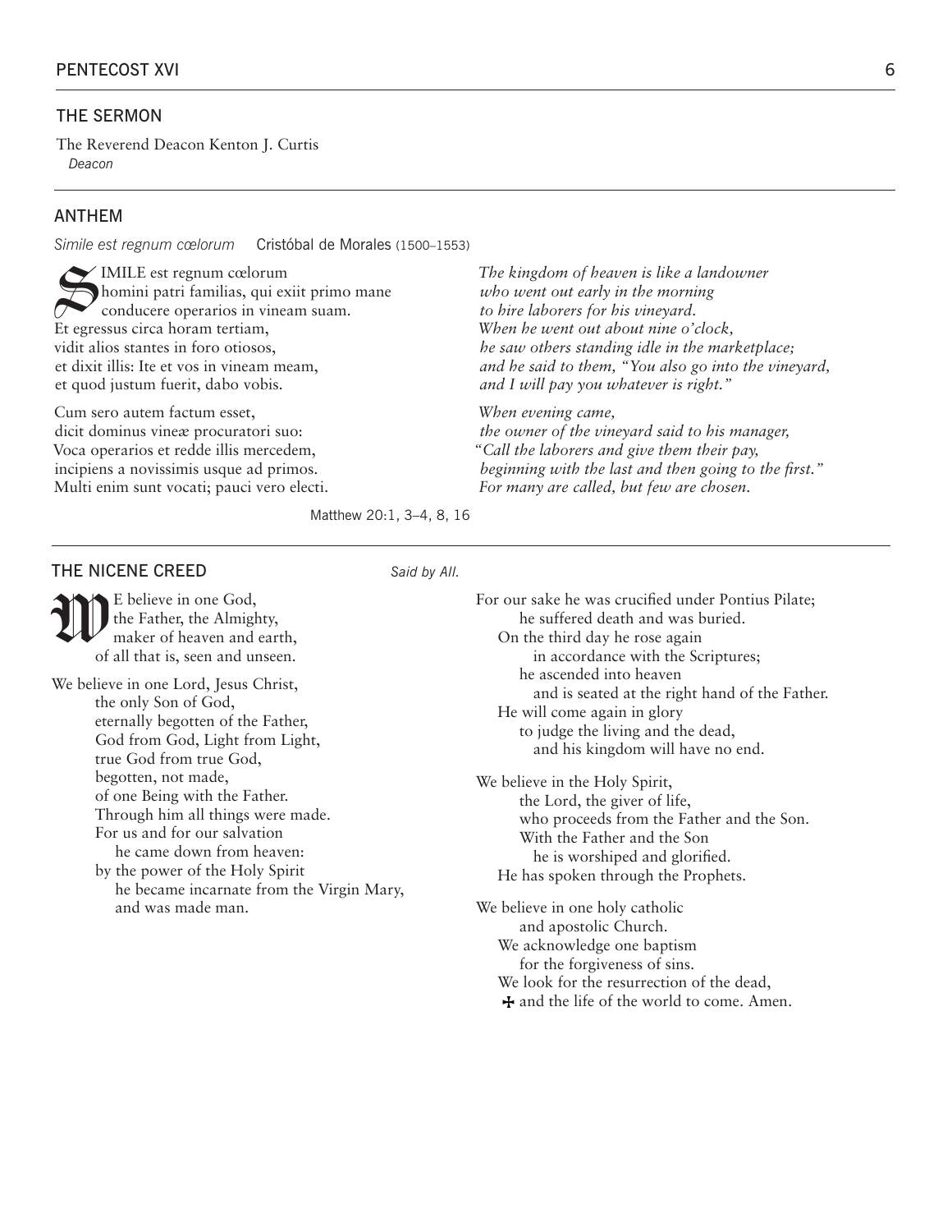## THE SERMON

The Reverend Deacon Kenton J. Curtis
*Deacon*

## ANTHEM

*Simile est regnum cœlorum* Cristóbal de Morales (1500–1553)

SIMILE est regnum cœlorum
homini patri familias, qui exiit primo mane
conducere operarios in vineam suam.
Et egressus circa horam tertiam,
vidit alios stantes in foro otiosos,
et dixit illis: Ite et vos in vineam meam,
et quod justum fuerit, dabo vobis.

Cum sero autem factum esset,
dicit dominus vineæ procuratori suo:
Voca operarios et redde illis mercedem,
incipiens a novissimis usque ad primos.
Multi enim sunt vocati; pauci vero electi.

*The kingdom of heaven is like a landowner*
*who went out early in the morning*
*to hire laborers for his vineyard.*
*When he went out about nine o'clock,*
*he saw others standing idle in the marketplace;*
*and he said to them, "You also go into the vineyard,*
*and I will pay you whatever is right."*

*When evening came,*
*the owner of the vineyard said to his manager,*
*"Call the laborers and give them their pay,*
*beginning with the last and then going to the first."*
*For many are called, but few are chosen.*

Matthew 20:1, 3–4, 8, 16

## THE NICENE CREED

*Said by All.*

WE believe in one God,
the Father, the Almighty,
maker of heaven and earth,
of all that is, seen and unseen.

We believe in one Lord, Jesus Christ,
the only Son of God,
eternally begotten of the Father,
God from God, Light from Light,
true God from true God,
begotten, not made,
of one Being with the Father.
Through him all things were made.
For us and for our salvation
he came down from heaven:
by the power of the Holy Spirit
he became incarnate from the Virgin Mary,
and was made man.

For our sake he was crucified under Pontius Pilate;
he suffered death and was buried.
On the third day he rose again
in accordance with the Scriptures;
he ascended into heaven
and is seated at the right hand of the Father.
He will come again in glory
to judge the living and the dead,
and his kingdom will have no end.

We believe in the Holy Spirit,
the Lord, the giver of life,
who proceeds from the Father and the Son.
With the Father and the Son
he is worshiped and glorified.
He has spoken through the Prophets.

We believe in one holy catholic
and apostolic Church.
We acknowledge one baptism
for the forgiveness of sins.
We look for the resurrection of the dead,
✠ and the life of the world to come. Amen.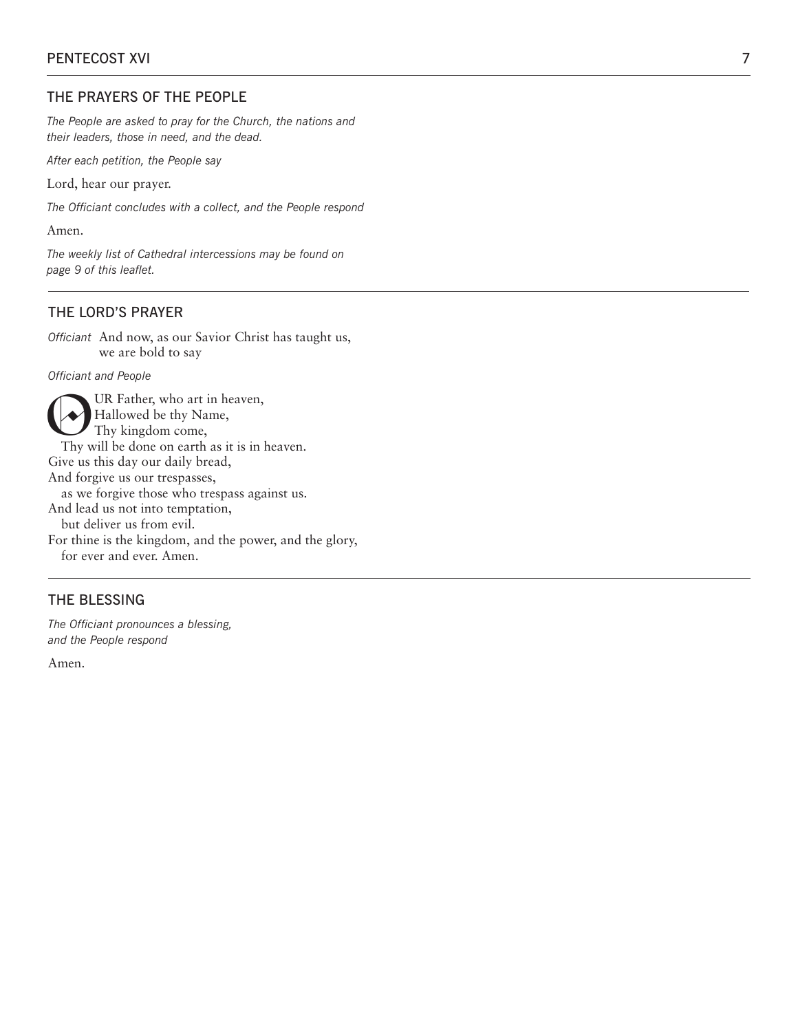## THE PRAYERS OF THE PEOPLE

*The People are asked to pray for the Church, the nations and their leaders, those in need, and the dead.*

*After each petition, the People say*

Lord, hear our prayer.

*The Officiant concludes with a collect, and the People respond*

Amen.

*The weekly list of Cathedral intercessions may be found on page 9 of this leaflet.*

## THE LORD'S PRAYER

*Officiant* And now, as our Savior Christ has taught us,
we are bold to say

*Officiant and People*

OUR Father, who art in heaven,
Hallowed be thy Name,
Thy kingdom come,
Thy will be done on earth as it is in heaven.
Give us this day our daily bread,
And forgive us our trespasses,
as we forgive those who trespass against us.
And lead us not into temptation,
but deliver us from evil.
For thine is the kingdom, and the power, and the glory,
for ever and ever. Amen.

## THE BLESSING

*The Officiant pronounces a blessing, and the People respond*

Amen.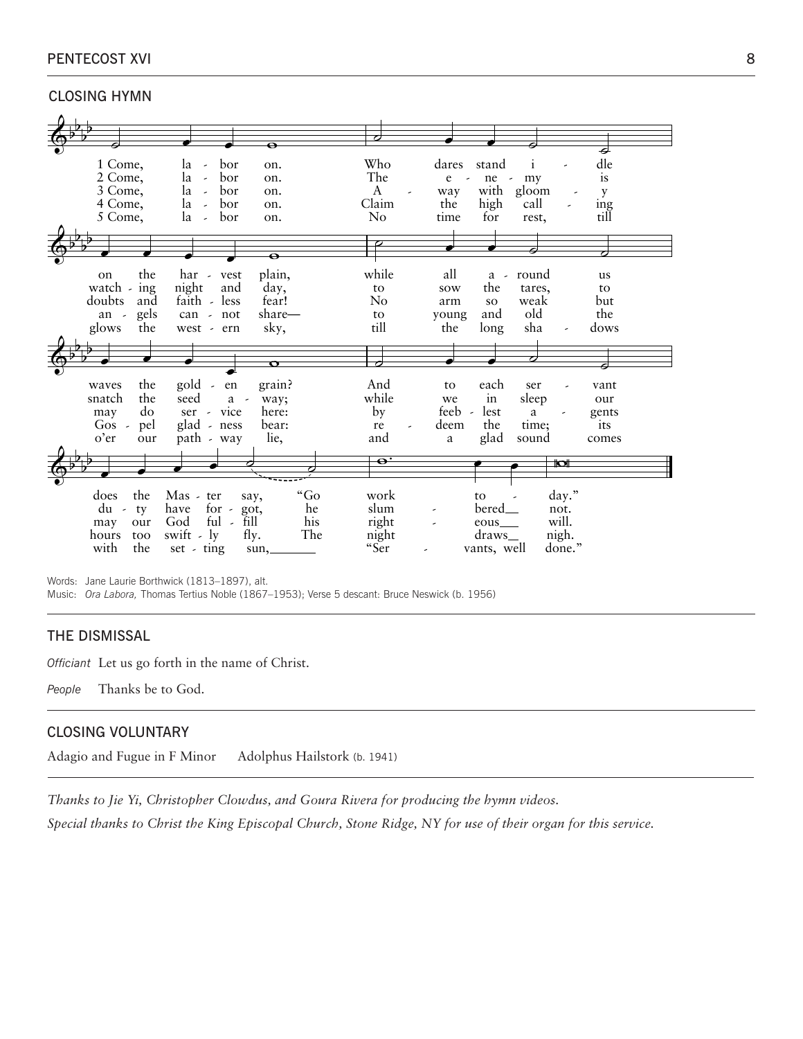## CLOSING HYMN

1 Come, labor on. Who dares stand idle on the harvest plain, while all around us waves the golden grain? And to each servant does the Master say, "Go work today."

2 Come, labor on. The enemy is watching night and day, to sow the tares, to snatch the seed away; while we in sleep our duty have forgot, he slumbered not.

3 Come, labor on. Away with gloomy doubts and faithless fear! No arm so weak but may do service here: by feeblest agents may our God fulfill his righteous will.

4 Come, labor on. Claim the high calling angels cannot share— to young and old the Gospel gladness bear: redeem the time; its hours too swiftly fly. The night draws nigh.

5 Come, labor on. No time for rest, till glows the western sky, till the long shadows o'er our pathway lie, and a glad sound comes with the setting sun, "Servants, well done."

Words: Jane Laurie Borthwick (1813–1897), alt.
Music: *Ora Labora,* Thomas Tertius Noble (1867–1953); Verse 5 descant: Bruce Neswick (b. 1956)

## THE DISMISSAL

*Officiant* Let us go forth in the name of Christ.

*People* Thanks be to God.

## CLOSING VOLUNTARY

Adagio and Fugue in F Minor    Adolphus Hailstork (b. 1941)

*Thanks to Jie Yi, Christopher Clowdus, and Goura Rivera for producing the hymn videos.*

*Special thanks to Christ the King Episcopal Church, Stone Ridge, NY for use of their organ for this service.*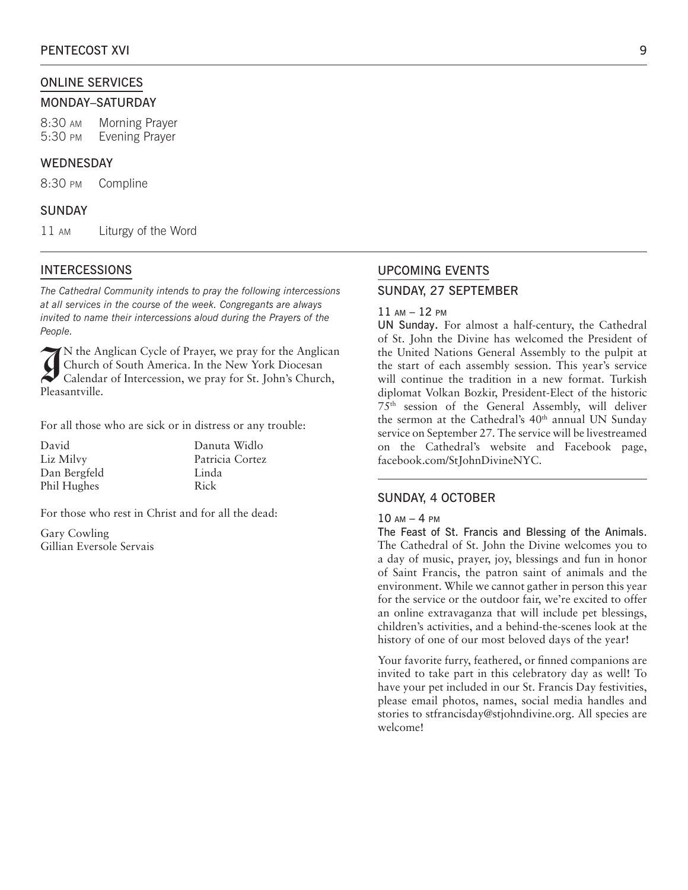## ONLINE SERVICES

### MONDAY–SATURDAY

8:30 AM Morning Prayer
5:30 PM Evening Prayer

### WEDNESDAY

8:30 PM Compline

### SUNDAY

11 AM Liturgy of the Word

## INTERCESSIONS

*The Cathedral Community intends to pray the following intercessions at all services in the course of the week. Congregants are always invited to name their intercessions aloud during the Prayers of the People.*

IN the Anglican Cycle of Prayer, we pray for the Anglican Church of South America. In the New York Diocesan Calendar of Intercession, we pray for St. John's Church, Pleasantville.

For all those who are sick or in distress or any trouble:

David
Liz Milvy
Dan Bergfeld
Phil Hughes
Danuta Widlo
Patricia Cortez
Linda
Rick

For those who rest in Christ and for all the dead:

Gary Cowling
Gillian Eversole Servais

## UPCOMING EVENTS

### SUNDAY, 27 SEPTEMBER

11 AM – 12 PM

**UN Sunday.** For almost a half-century, the Cathedral of St. John the Divine has welcomed the President of the United Nations General Assembly to the pulpit at the start of each assembly session. This year's service will continue the tradition in a new format. Turkish diplomat Volkan Bozkir, President-Elect of the historic 75th session of the General Assembly, will deliver the sermon at the Cathedral's 40th annual UN Sunday service on September 27. The service will be livestreamed on the Cathedral's website and Facebook page, facebook.com/StJohnDivineNYC.

### SUNDAY, 4 OCTOBER

10 AM – 4 PM

**The Feast of St. Francis and Blessing of the Animals.** The Cathedral of St. John the Divine welcomes you to a day of music, prayer, joy, blessings and fun in honor of Saint Francis, the patron saint of animals and the environment. While we cannot gather in person this year for the service or the outdoor fair, we're excited to offer an online extravaganza that will include pet blessings, children's activities, and a behind-the-scenes look at the history of one of our most beloved days of the year!

Your favorite furry, feathered, or finned companions are invited to take part in this celebratory day as well! To have your pet included in our St. Francis Day festivities, please email photos, names, social media handles and stories to stfrancisday@stjohndivine.org. All species are welcome!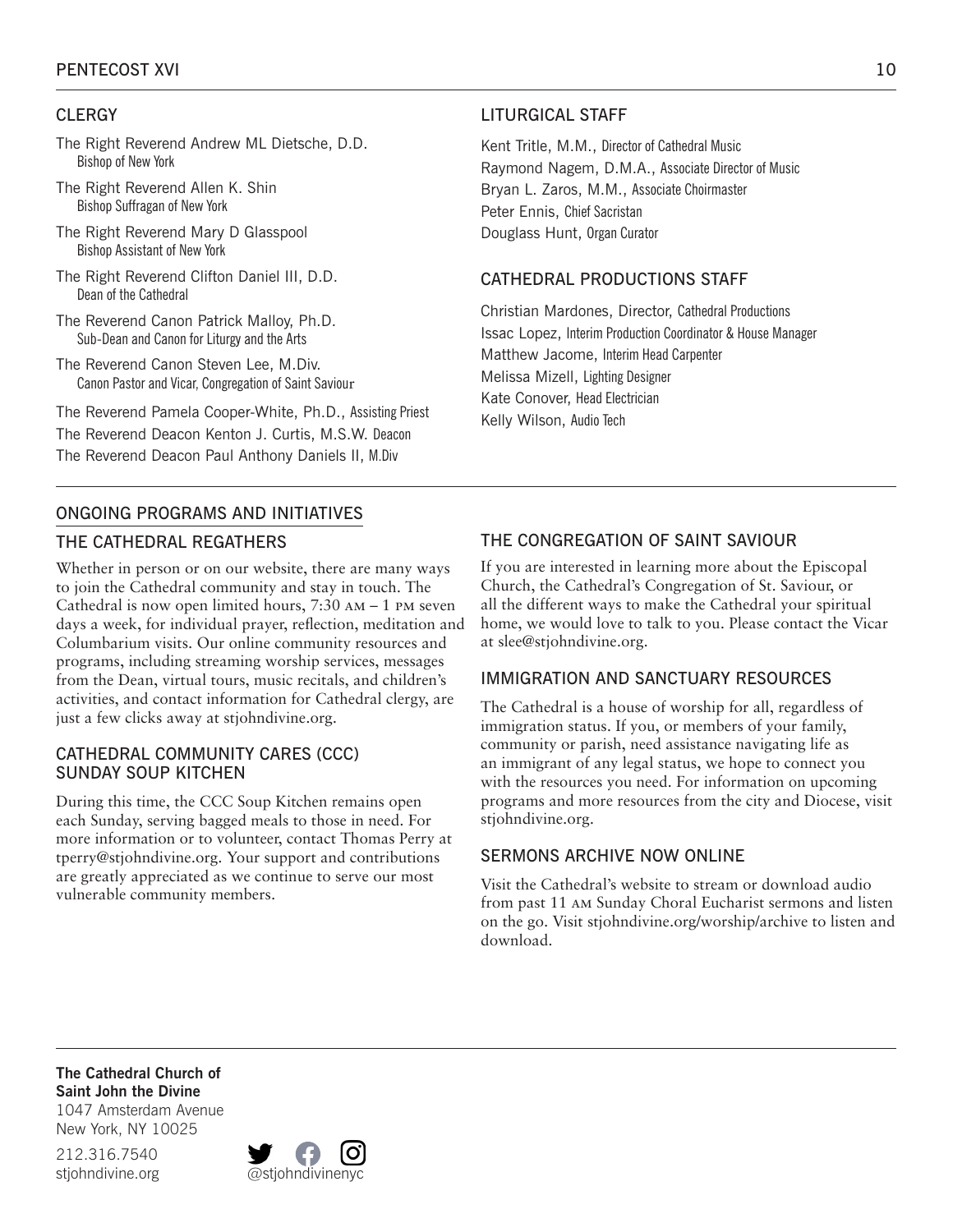## CLERGY

The Right Reverend Andrew ML Dietsche, D.D.
Bishop of New York

The Right Reverend Allen K. Shin
Bishop Suffragan of New York

The Right Reverend Mary D Glasspool
Bishop Assistant of New York

The Right Reverend Clifton Daniel III, D.D.
Dean of the Cathedral

The Reverend Canon Patrick Malloy, Ph.D.
Sub-Dean and Canon for Liturgy and the Arts

The Reverend Canon Steven Lee, M.Div.
Canon Pastor and Vicar, Congregation of Saint Saviour

The Reverend Pamela Cooper-White, Ph.D., Assisting Priest

The Reverend Deacon Kenton J. Curtis, M.S.W. Deacon

The Reverend Deacon Paul Anthony Daniels II, M.Div

## LITURGICAL STAFF

Kent Tritle, M.M., Director of Cathedral Music
Raymond Nagem, D.M.A., Associate Director of Music
Bryan L. Zaros, M.M., Associate Choirmaster
Peter Ennis, Chief Sacristan
Douglass Hunt, Organ Curator

## CATHEDRAL PRODUCTIONS STAFF

Christian Mardones, Director, Cathedral Productions
Issac Lopez, Interim Production Coordinator & House Manager
Matthew Jacome, Interim Head Carpenter
Melissa Mizell, Lighting Designer
Kate Conover, Head Electrician
Kelly Wilson, Audio Tech

## ONGOING PROGRAMS AND INITIATIVES

### THE CATHEDRAL REGATHERS

Whether in person or on our website, there are many ways to join the Cathedral community and stay in touch. The Cathedral is now open limited hours, 7:30 AM – 1 PM seven days a week, for individual prayer, reflection, meditation and Columbarium visits. Our online community resources and programs, including streaming worship services, messages from the Dean, virtual tours, music recitals, and children's activities, and contact information for Cathedral clergy, are just a few clicks away at stjohndivine.org.

### CATHEDRAL COMMUNITY CARES (CCC) SUNDAY SOUP KITCHEN

During this time, the CCC Soup Kitchen remains open each Sunday, serving bagged meals to those in need. For more information or to volunteer, contact Thomas Perry at tperry@stjohndivine.org. Your support and contributions are greatly appreciated as we continue to serve our most vulnerable community members.

### THE CONGREGATION OF SAINT SAVIOUR

If you are interested in learning more about the Episcopal Church, the Cathedral's Congregation of St. Saviour, or all the different ways to make the Cathedral your spiritual home, we would love to talk to you. Please contact the Vicar at slee@stjohndivine.org.

### IMMIGRATION AND SANCTUARY RESOURCES

The Cathedral is a house of worship for all, regardless of immigration status. If you, or members of your family, community or parish, need assistance navigating life as an immigrant of any legal status, we hope to connect you with the resources you need. For information on upcoming programs and more resources from the city and Diocese, visit stjohndivine.org.

### SERMONS ARCHIVE NOW ONLINE

Visit the Cathedral's website to stream or download audio from past 11 AM Sunday Choral Eucharist sermons and listen on the go. Visit stjohndivine.org/worship/archive to listen and download.

**The Cathedral Church of Saint John the Divine**
1047 Amsterdam Avenue
New York, NY 10025

212.316.7540
stjohndivine.org

@stjohndivinenyc